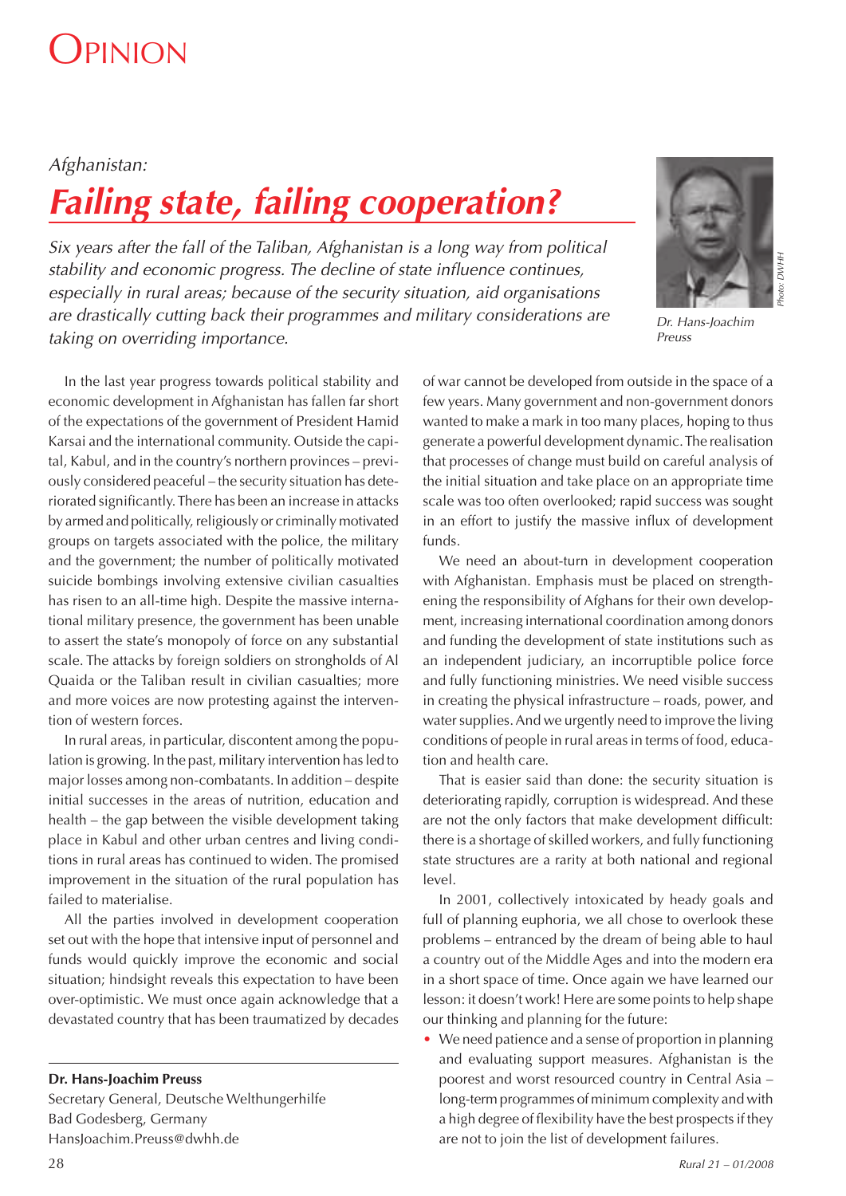# Opinion

*Afghanistan:*

## *Failing state, failing cooperation?*

*Six years after the fall of the Taliban, Afghanistan is a long way from political stability and economic progress. The decline of state influence continues, especially in rural areas; because of the security situation, aid organisations are drastically cutting back their programmes and military considerations are taking on overriding importance.*

*Dr. Hans-Joachim Preuss*

*Photo: DWHH*

In the last year progress towards political stability and economic development in Afghanistan has fallen far short of the expectations of the government of President Hamid Karsai and the international community. Outside the capital, Kabul, and in the country's northern provinces – previously considered peaceful – the security situation has deteriorated significantly. There has been an increase in attacks by armed and politically, religiously or criminally motivated groups on targets associated with the police, the military and the government; the number of politically motivated suicide bombings involving extensive civilian casualties has risen to an all-time high. Despite the massive international military presence, the government has been unable to assert the state's monopoly of force on any substantial scale. The attacks by foreign soldiers on strongholds of Al Quaida or the Taliban result in civilian casualties; more and more voices are now protesting against the intervention of western forces.

In rural areas, in particular, discontent among the population is growing. In the past, military intervention has led to major losses among non-combatants. In addition – despite initial successes in the areas of nutrition, education and health – the gap between the visible development taking place in Kabul and other urban centres and living conditions in rural areas has continued to widen. The promised improvement in the situation of the rural population has failed to materialise.

All the parties involved in development cooperation set out with the hope that intensive input of personnel and funds would quickly improve the economic and social situation; hindsight reveals this expectation to have been over-optimistic. We must once again acknowledge that a devastated country that has been traumatized by decades of war cannot be developed from outside in the space of a few years. Many government and non-government donors wanted to make a mark in too many places, hoping to thus generate a powerful development dynamic. The realisation that processes of change must build on careful analysis of the initial situation and take place on an appropriate time scale was too often overlooked; rapid success was sought in an effort to justify the massive influx of development funds.

We need an about-turn in development cooperation with Afghanistan. Emphasis must be placed on strengthening the responsibility of Afghans for their own development, increasing international coordination among donors and funding the development of state institutions such as an independent judiciary, an incorruptible police force and fully functioning ministries. We need visible success in creating the physical infrastructure – roads, power, and water supplies. And we urgently need to improve the living conditions of people in rural areas in terms of food, education and health care.

That is easier said than done: the security situation is deteriorating rapidly, corruption is widespread. And these are not the only factors that make development difficult: there is a shortage of skilled workers, and fully functioning state structures are a rarity at both national and regional level.

In 2001, collectively intoxicated by heady goals and full of planning euphoria, we all chose to overlook these problems – entranced by the dream of being able to haul a country out of the Middle Ages and into the modern era in a short space of time. Once again we have learned our lesson: it doesn't work! Here are some points to help shape our thinking and planning for the future:

- We need patience and a sense of proportion in planning and evaluating support measures. Afghanistan is the poorest and worst resourced country in Central Asia – long-term programmes of minimum complexity and with a high degree of flexibility have the best prospects if they are not to join the list of development failures.

---

**Dr. Hans-Joachim Preuss**
Secretary General, Deutsche Welthungerhilfe
Bad Godesberg, Germany
HansJoachim.Preuss@dwhh.de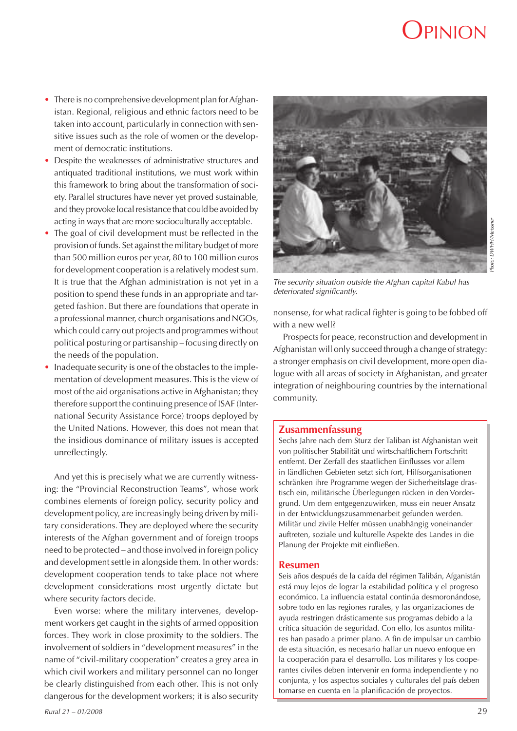- There is no comprehensive development plan for Afghanistan. Regional, religious and ethnic factors need to be taken into account, particularly in connection with sensitive issues such as the role of women or the development of democratic institutions.
- Despite the weaknesses of administrative structures and antiquated traditional institutions, we must work within this framework to bring about the transformation of society. Parallel structures have never yet proved sustainable, and they provoke local resistance that could be avoided by acting in ways that are more socioculturally acceptable.
- The goal of civil development must be reflected in the provision of funds. Set against the military budget of more than 500 million euros per year, 80 to 100 million euros for development cooperation is a relatively modest sum. It is true that the Afghan administration is not yet in a position to spend these funds in an appropriate and targeted fashion. But there are foundations that operate in a professional manner, church organisations and NGOs, which could carry out projects and programmes without political posturing or partisanship – focusing directly on the needs of the population.
- Inadequate security is one of the obstacles to the implementation of development measures. This is the view of most of the aid organisations active in Afghanistan; they therefore support the continuing presence of ISAF (International Security Assistance Force) troops deployed by the United Nations. However, this does not mean that the insidious dominance of military issues is accepted unreflectingly.

And yet this is precisely what we are currently witnessing: the "Provincial Reconstruction Teams", whose work combines elements of foreign policy, security policy and development policy, are increasingly being driven by military considerations. They are deployed where the security interests of the Afghan government and of foreign troops need to be protected – and those involved in foreign policy and development settle in alongside them. In other words: development cooperation tends to take place not where development considerations most urgently dictate but where security factors decide.

Even worse: where the military intervenes, development workers get caught in the sights of armed opposition forces. They work in close proximity to the soldiers. The involvement of soldiers in "development measures" in the name of "civil-military cooperation" creates a grey area in which civil workers and military personnel can no longer be clearly distinguished from each other. This is not only dangerous for the development workers; it is also security nonsense, for what radical fighter is going to be fobbed off with a new well?

*The security situation outside the Afghan capital Kabul has deteriorated significantly.*

*Photo: DWHH/Meissner*

Prospects for peace, reconstruction and development in Afghanistan will only succeed through a change of strategy: a stronger emphasis on civil development, more open dialogue with all areas of society in Afghanistan, and greater integration of neighbouring countries by the international community.

## Zusammenfassung

Sechs Jahre nach dem Sturz der Taliban ist Afghanistan weit von politischer Stabilität und wirtschaftlichem Fortschritt entfernt. Der Zerfall des staatlichen Einflusses vor allem in ländlichen Gebieten setzt sich fort, Hilfsorganisationen schränken ihre Programme wegen der Sicherheitslage drastisch ein, militärische Überlegungen rücken in den Vordergrund. Um dem entgegenzuwirken, muss ein neuer Ansatz in der Entwicklungszusammenarbeit gefunden werden. Militär und zivile Helfer müssen unabhängig voneinander auftreten, soziale und kulturelle Aspekte des Landes in die Planung der Projekte mit einfließen.

## Resumen

Seis años después de la caída del régimen Talibán, Afganistán está muy lejos de lograr la estabilidad política y el progreso económico. La influencia estatal continúa desmoronándose, sobre todo en las regiones rurales, y las organizaciones de ayuda restringen drásticamente sus programas debido a la crítica situación de seguridad. Con ello, los asuntos militares han pasado a primer plano. A fin de impulsar un cambio de esta situación, es necesario hallar un nuevo enfoque en la cooperación para el desarrollo. Los militares y los cooperantes civiles deben intervenir en forma independiente y no conjunta, y los aspectos sociales y culturales del país deben tomarse en cuenta en la planificación de proyectos.